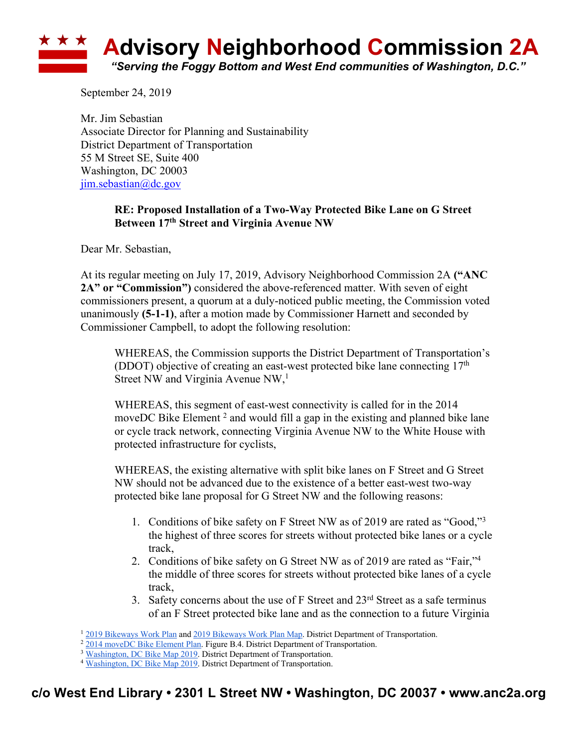# Advisory Neighborhood Commission 2A

*"Serving the Foggy Bottom and West End communities of Washington, D.C."*

September 24, 2019

Mr. Jim Sebastian
Associate Director for Planning and Sustainability
District Department of Transportation
55 M Street SE, Suite 400
Washington, DC 20003
jim.sebastian@dc.gov

**RE: Proposed Installation of a Two-Way Protected Bike Lane on G Street Between 17th Street and Virginia Avenue NW**

Dear Mr. Sebastian,

At its regular meeting on July 17, 2019, Advisory Neighborhood Commission 2A **("ANC 2A" or "Commission")** considered the above-referenced matter. With seven of eight commissioners present, a quorum at a duly-noticed public meeting, the Commission voted unanimously **(5-1-1)**, after a motion made by Commissioner Harnett and seconded by Commissioner Campbell, to adopt the following resolution:

> WHEREAS, the Commission supports the District Department of Transportation's (DDOT) objective of creating an east-west protected bike lane connecting 17th Street NW and Virginia Avenue NW,[1]
>
> WHEREAS, this segment of east-west connectivity is called for in the 2014 moveDC Bike Element [2] and would fill a gap in the existing and planned bike lane or cycle track network, connecting Virginia Avenue NW to the White House with protected infrastructure for cyclists,
>
> WHEREAS, the existing alternative with split bike lanes on F Street and G Street NW should not be advanced due to the existence of a better east-west two-way protected bike lane proposal for G Street NW and the following reasons:
>
> 1. Conditions of bike safety on F Street NW as of 2019 are rated as "Good,"[3] the highest of three scores for streets without protected bike lanes or a cycle track,
> 2. Conditions of bike safety on G Street NW as of 2019 are rated as "Fair,"[4] the middle of three scores for streets without protected bike lanes of a cycle track,
> 3. Safety concerns about the use of F Street and 23rd Street as a safe terminus of an F Street protected bike lane and as the connection to a future Virginia

[1] 2019 Bikeways Work Plan and 2019 Bikeways Work Plan Map. District Department of Transportation.
[2] 2014 moveDC Bike Element Plan. Figure B.4. District Department of Transportation.
[3] Washington, DC Bike Map 2019. District Department of Transportation.
[4] Washington, DC Bike Map 2019. District Department of Transportation.

**c/o West End Library • 2301 L Street NW • Washington, DC 20037 • www.anc2a.org**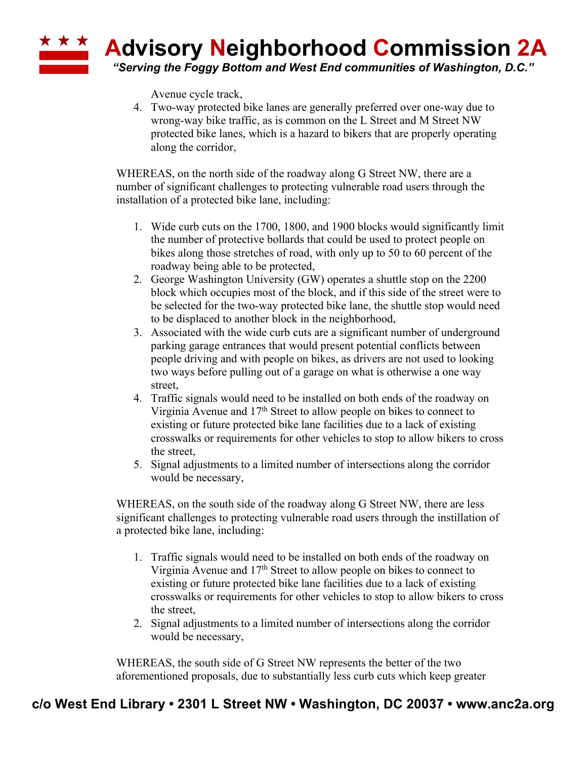Avenue cycle track,

4. Two-way protected bike lanes are generally preferred over one-way due to wrong-way bike traffic, as is common on the L Street and M Street NW protected bike lanes, which is a hazard to bikers that are properly operating along the corridor,

WHEREAS, on the north side of the roadway along G Street NW, there are a number of significant challenges to protecting vulnerable road users through the installation of a protected bike lane, including:

1. Wide curb cuts on the 1700, 1800, and 1900 blocks would significantly limit the number of protective bollards that could be used to protect people on bikes along those stretches of road, with only up to 50 to 60 percent of the roadway being able to be protected,
2. George Washington University (GW) operates a shuttle stop on the 2200 block which occupies most of the block, and if this side of the street were to be selected for the two-way protected bike lane, the shuttle stop would need to be displaced to another block in the neighborhood,
3. Associated with the wide curb cuts are a significant number of underground parking garage entrances that would present potential conflicts between people driving and with people on bikes, as drivers are not used to looking two ways before pulling out of a garage on what is otherwise a one way street,
4. Traffic signals would need to be installed on both ends of the roadway on Virginia Avenue and 17th Street to allow people on bikes to connect to existing or future protected bike lane facilities due to a lack of existing crosswalks or requirements for other vehicles to stop to allow bikers to cross the street,
5. Signal adjustments to a limited number of intersections along the corridor would be necessary,

WHEREAS, on the south side of the roadway along G Street NW, there are less significant challenges to protecting vulnerable road users through the instillation of a protected bike lane, including:

1. Traffic signals would need to be installed on both ends of the roadway on Virginia Avenue and 17th Street to allow people on bikes to connect to existing or future protected bike lane facilities due to a lack of existing crosswalks or requirements for other vehicles to stop to allow bikers to cross the street,
2. Signal adjustments to a limited number of intersections along the corridor would be necessary,

WHEREAS, the south side of G Street NW represents the better of the two aforementioned proposals, due to substantially less curb cuts which keep greater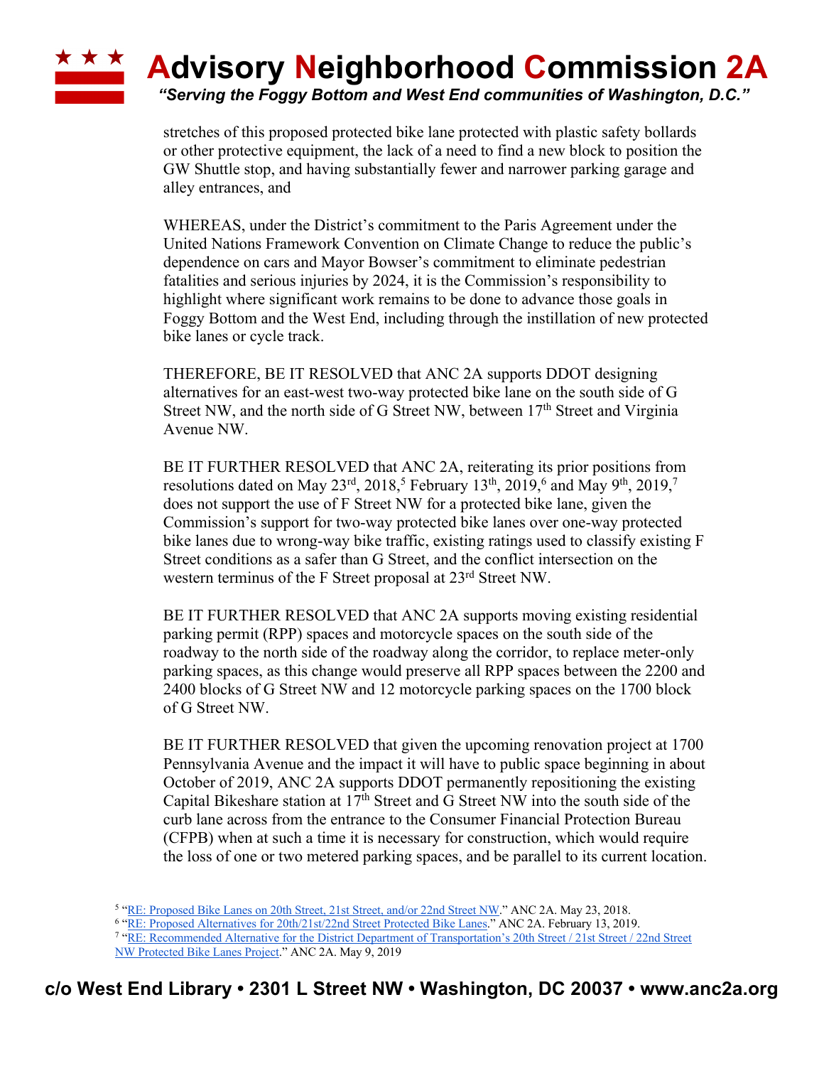stretches of this proposed protected bike lane protected with plastic safety bollards or other protective equipment, the lack of a need to find a new block to position the GW Shuttle stop, and having substantially fewer and narrower parking garage and alley entrances, and

WHEREAS, under the District's commitment to the Paris Agreement under the United Nations Framework Convention on Climate Change to reduce the public's dependence on cars and Mayor Bowser's commitment to eliminate pedestrian fatalities and serious injuries by 2024, it is the Commission's responsibility to highlight where significant work remains to be done to advance those goals in Foggy Bottom and the West End, including through the instillation of new protected bike lanes or cycle track.

THEREFORE, BE IT RESOLVED that ANC 2A supports DDOT designing alternatives for an east-west two-way protected bike lane on the south side of G Street NW, and the north side of G Street NW, between 17th Street and Virginia Avenue NW.

BE IT FURTHER RESOLVED that ANC 2A, reiterating its prior positions from resolutions dated on May 23rd, 2018,[5] February 13th, 2019,[6] and May 9th, 2019,[7] does not support the use of F Street NW for a protected bike lane, given the Commission's support for two-way protected bike lanes over one-way protected bike lanes due to wrong-way bike traffic, existing ratings used to classify existing F Street conditions as a safer than G Street, and the conflict intersection on the western terminus of the F Street proposal at 23rd Street NW.

BE IT FURTHER RESOLVED that ANC 2A supports moving existing residential parking permit (RPP) spaces and motorcycle spaces on the south side of the roadway to the north side of the roadway along the corridor, to replace meter-only parking spaces, as this change would preserve all RPP spaces between the 2200 and 2400 blocks of G Street NW and 12 motorcycle parking spaces on the 1700 block of G Street NW.

BE IT FURTHER RESOLVED that given the upcoming renovation project at 1700 Pennsylvania Avenue and the impact it will have to public space beginning in about October of 2019, ANC 2A supports DDOT permanently repositioning the existing Capital Bikeshare station at 17th Street and G Street NW into the south side of the curb lane across from the entrance to the Consumer Financial Protection Bureau (CFPB) when at such a time it is necessary for construction, which would require the loss of one or two metered parking spaces, and be parallel to its current location.

---

[5] "RE: Proposed Bike Lanes on 20th Street, 21st Street, and/or 22nd Street NW." ANC 2A. May 23, 2018.

[6] "RE: Proposed Alternatives for 20th/21st/22nd Street Protected Bike Lanes." ANC 2A. February 13, 2019.

[7] "RE: Recommended Alternative for the District Department of Transportation's 20th Street / 21st Street / 22nd Street NW Protected Bike Lanes Project." ANC 2A. May 9, 2019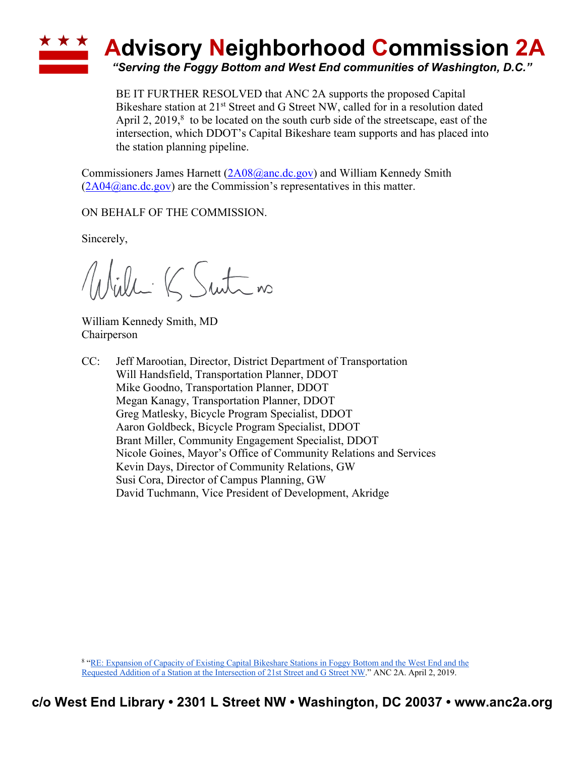BE IT FURTHER RESOLVED that ANC 2A supports the proposed Capital Bikeshare station at 21st Street and G Street NW, called for in a resolution dated April 2, 2019,[8] to be located on the south curb side of the streetscape, east of the intersection, which DDOT's Capital Bikeshare team supports and has placed into the station planning pipeline.

Commissioners James Harnett (2A08@anc.dc.gov) and William Kennedy Smith (2A04@anc.dc.gov) are the Commission's representatives in this matter.

ON BEHALF OF THE COMMISSION.

Sincerely,

William Kennedy Smith, MD
Chairperson

CC: Jeff Marootian, Director, District Department of Transportation
Will Handsfield, Transportation Planner, DDOT
Mike Goodno, Transportation Planner, DDOT
Megan Kanagy, Transportation Planner, DDOT
Greg Matlesky, Bicycle Program Specialist, DDOT
Aaron Goldbeck, Bicycle Program Specialist, DDOT
Brant Miller, Community Engagement Specialist, DDOT
Nicole Goines, Mayor's Office of Community Relations and Services
Kevin Days, Director of Community Relations, GW
Susi Cora, Director of Campus Planning, GW
David Tuchmann, Vice President of Development, Akridge

[8] "RE: Expansion of Capacity of Existing Capital Bikeshare Stations in Foggy Bottom and the West End and the Requested Addition of a Station at the Intersection of 21st Street and G Street NW." ANC 2A. April 2, 2019.